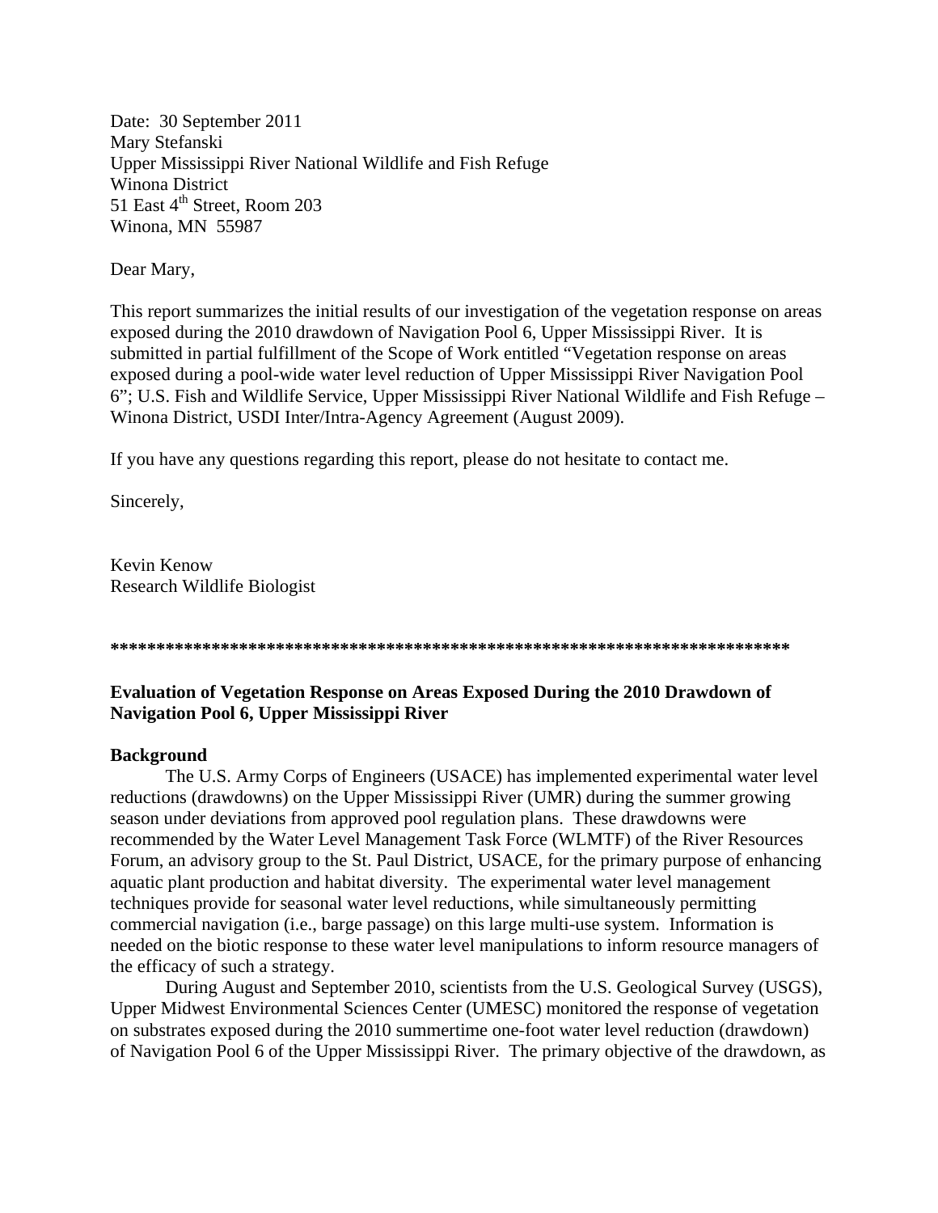Date: 30 September 2011
Mary Stefanski
Upper Mississippi River National Wildlife and Fish Refuge
Winona District
51 East 4th Street, Room 203
Winona, MN 55987

Dear Mary,

This report summarizes the initial results of our investigation of the vegetation response on areas exposed during the 2010 drawdown of Navigation Pool 6, Upper Mississippi River. It is submitted in partial fulfillment of the Scope of Work entitled "Vegetation response on areas exposed during a pool-wide water level reduction of Upper Mississippi River Navigation Pool 6"; U.S. Fish and Wildlife Service, Upper Mississippi River National Wildlife and Fish Refuge – Winona District, USDI Inter/Intra-Agency Agreement (August 2009).

If you have any questions regarding this report, please do not hesitate to contact me.

Sincerely,

Kevin Kenow
Research Wildlife Biologist

****************************************************************************

**Evaluation of Vegetation Response on Areas Exposed During the 2010 Drawdown of Navigation Pool 6, Upper Mississippi River**

**Background**

The U.S. Army Corps of Engineers (USACE) has implemented experimental water level reductions (drawdowns) on the Upper Mississippi River (UMR) during the summer growing season under deviations from approved pool regulation plans. These drawdowns were recommended by the Water Level Management Task Force (WLMTF) of the River Resources Forum, an advisory group to the St. Paul District, USACE, for the primary purpose of enhancing aquatic plant production and habitat diversity. The experimental water level management techniques provide for seasonal water level reductions, while simultaneously permitting commercial navigation (i.e., barge passage) on this large multi-use system. Information is needed on the biotic response to these water level manipulations to inform resource managers of the efficacy of such a strategy.

During August and September 2010, scientists from the U.S. Geological Survey (USGS), Upper Midwest Environmental Sciences Center (UMESC) monitored the response of vegetation on substrates exposed during the 2010 summertime one-foot water level reduction (drawdown) of Navigation Pool 6 of the Upper Mississippi River. The primary objective of the drawdown, as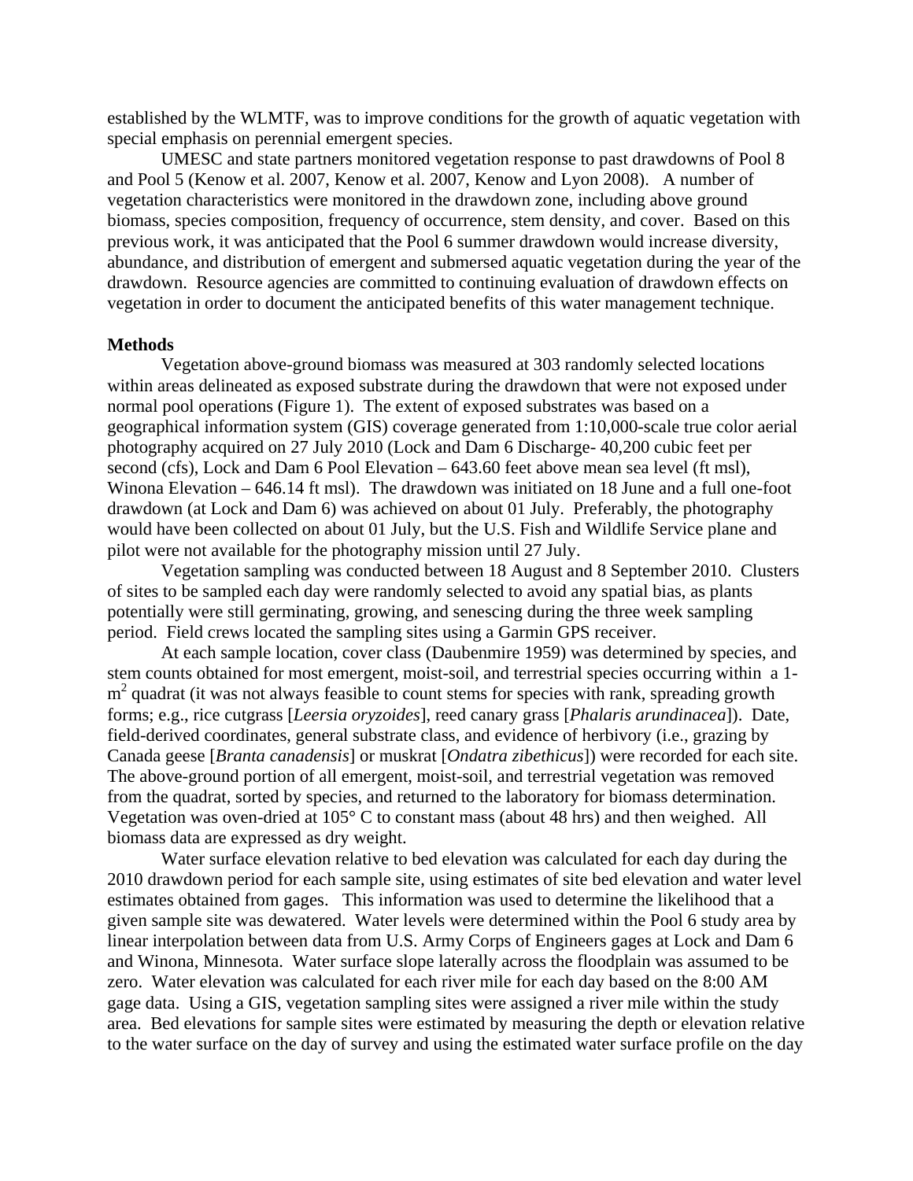established by the WLMTF, was to improve conditions for the growth of aquatic vegetation with special emphasis on perennial emergent species.

UMESC and state partners monitored vegetation response to past drawdowns of Pool 8 and Pool 5 (Kenow et al. 2007, Kenow et al. 2007, Kenow and Lyon 2008). A number of vegetation characteristics were monitored in the drawdown zone, including above ground biomass, species composition, frequency of occurrence, stem density, and cover. Based on this previous work, it was anticipated that the Pool 6 summer drawdown would increase diversity, abundance, and distribution of emergent and submersed aquatic vegetation during the year of the drawdown. Resource agencies are committed to continuing evaluation of drawdown effects on vegetation in order to document the anticipated benefits of this water management technique.

**Methods**

Vegetation above-ground biomass was measured at 303 randomly selected locations within areas delineated as exposed substrate during the drawdown that were not exposed under normal pool operations (Figure 1). The extent of exposed substrates was based on a geographical information system (GIS) coverage generated from 1:10,000-scale true color aerial photography acquired on 27 July 2010 (Lock and Dam 6 Discharge- 40,200 cubic feet per second (cfs), Lock and Dam 6 Pool Elevation – 643.60 feet above mean sea level (ft msl), Winona Elevation – 646.14 ft msl). The drawdown was initiated on 18 June and a full one-foot drawdown (at Lock and Dam 6) was achieved on about 01 July. Preferably, the photography would have been collected on about 01 July, but the U.S. Fish and Wildlife Service plane and pilot were not available for the photography mission until 27 July.

Vegetation sampling was conducted between 18 August and 8 September 2010. Clusters of sites to be sampled each day were randomly selected to avoid any spatial bias, as plants potentially were still germinating, growing, and senescing during the three week sampling period. Field crews located the sampling sites using a Garmin GPS receiver.

At each sample location, cover class (Daubenmire 1959) was determined by species, and stem counts obtained for most emergent, moist-soil, and terrestrial species occurring within a 1-$m^2$ quadrat (it was not always feasible to count stems for species with rank, spreading growth forms; e.g., rice cutgrass [*Leersia oryzoides*], reed canary grass [*Phalaris arundinacea*]). Date, field-derived coordinates, general substrate class, and evidence of herbivory (i.e., grazing by Canada geese [*Branta canadensis*] or muskrat [*Ondatra zibethicus*]) were recorded for each site. The above-ground portion of all emergent, moist-soil, and terrestrial vegetation was removed from the quadrat, sorted by species, and returned to the laboratory for biomass determination. Vegetation was oven-dried at 105° C to constant mass (about 48 hrs) and then weighed. All biomass data are expressed as dry weight.

Water surface elevation relative to bed elevation was calculated for each day during the 2010 drawdown period for each sample site, using estimates of site bed elevation and water level estimates obtained from gages. This information was used to determine the likelihood that a given sample site was dewatered. Water levels were determined within the Pool 6 study area by linear interpolation between data from U.S. Army Corps of Engineers gages at Lock and Dam 6 and Winona, Minnesota. Water surface slope laterally across the floodplain was assumed to be zero. Water elevation was calculated for each river mile for each day based on the 8:00 AM gage data. Using a GIS, vegetation sampling sites were assigned a river mile within the study area. Bed elevations for sample sites were estimated by measuring the depth or elevation relative to the water surface on the day of survey and using the estimated water surface profile on the day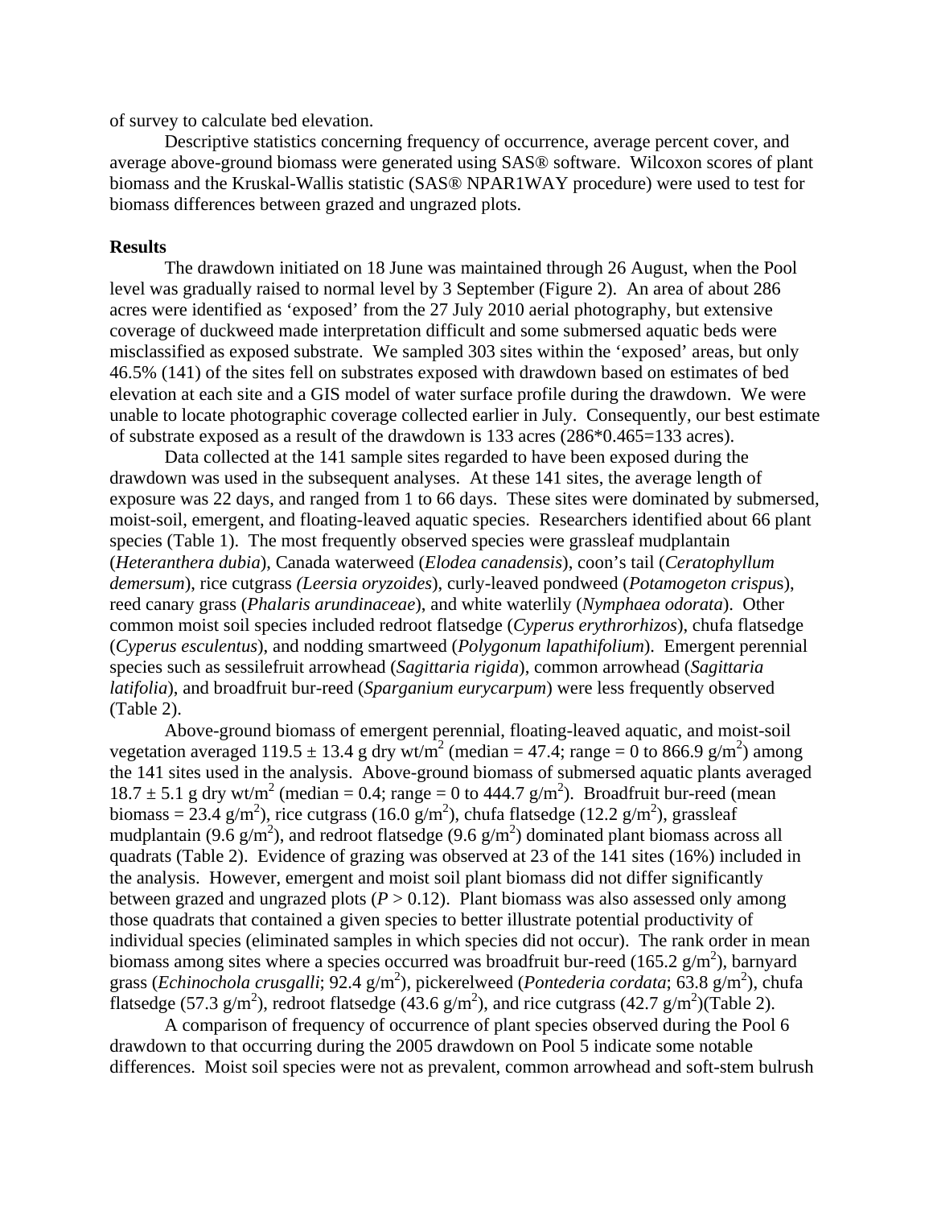of survey to calculate bed elevation.

Descriptive statistics concerning frequency of occurrence, average percent cover, and average above-ground biomass were generated using SAS® software. Wilcoxon scores of plant biomass and the Kruskal-Wallis statistic (SAS® NPAR1WAY procedure) were used to test for biomass differences between grazed and ungrazed plots.

**Results**

The drawdown initiated on 18 June was maintained through 26 August, when the Pool level was gradually raised to normal level by 3 September (Figure 2). An area of about 286 acres were identified as 'exposed' from the 27 July 2010 aerial photography, but extensive coverage of duckweed made interpretation difficult and some submersed aquatic beds were misclassified as exposed substrate. We sampled 303 sites within the 'exposed' areas, but only 46.5% (141) of the sites fell on substrates exposed with drawdown based on estimates of bed elevation at each site and a GIS model of water surface profile during the drawdown. We were unable to locate photographic coverage collected earlier in July. Consequently, our best estimate of substrate exposed as a result of the drawdown is 133 acres (286*0.465=133 acres).

Data collected at the 141 sample sites regarded to have been exposed during the drawdown was used in the subsequent analyses. At these 141 sites, the average length of exposure was 22 days, and ranged from 1 to 66 days. These sites were dominated by submersed, moist-soil, emergent, and floating-leaved aquatic species. Researchers identified about 66 plant species (Table 1). The most frequently observed species were grassleaf mudplantain (*Heteranthera dubia*), Canada waterweed (*Elodea canadensis*), coon's tail (*Ceratophyllum demersum*), rice cutgrass *(Leersia oryzoides*), curly-leaved pondweed (*Potamogeton crispus*), reed canary grass (*Phalaris arundinaceae*), and white waterlily (*Nymphaea odorata*). Other common moist soil species included redroot flatsedge (*Cyperus erythrorhizos*), chufa flatsedge (*Cyperus esculentus*), and nodding smartweed (*Polygonum lapathifolium*). Emergent perennial species such as sessilefruit arrowhead (*Sagittaria rigida*), common arrowhead (*Sagittaria latifolia*), and broadfruit bur-reed (*Sparganium eurycarpum*) were less frequently observed (Table 2).

Above-ground biomass of emergent perennial, floating-leaved aquatic, and moist-soil vegetation averaged 119.5 ± 13.4 g dry wt/m$^2$ (median = 47.4; range = 0 to 866.9 g/m$^2$) among the 141 sites used in the analysis. Above-ground biomass of submersed aquatic plants averaged 18.7 ± 5.1 g dry wt/m$^2$ (median = 0.4; range = 0 to 444.7 g/m$^2$). Broadfruit bur-reed (mean biomass = 23.4 g/m$^2$), rice cutgrass (16.0 g/m$^2$), chufa flatsedge (12.2 g/m$^2$), grassleaf mudplantain (9.6 g/m$^2$), and redroot flatsedge (9.6 g/m$^2$) dominated plant biomass across all quadrats (Table 2). Evidence of grazing was observed at 23 of the 141 sites (16%) included in the analysis. However, emergent and moist soil plant biomass did not differ significantly between grazed and ungrazed plots ($P > 0.12$). Plant biomass was also assessed only among those quadrats that contained a given species to better illustrate potential productivity of individual species (eliminated samples in which species did not occur). The rank order in mean biomass among sites where a species occurred was broadfruit bur-reed (165.2 g/m$^2$), barnyard grass (*Echinochola crusgalli*; 92.4 g/m$^2$), pickerelweed (*Pontederia cordata*; 63.8 g/m$^2$), chufa flatsedge (57.3 g/m$^2$), redroot flatsedge (43.6 g/m$^2$), and rice cutgrass (42.7 g/m$^2$)(Table 2).

A comparison of frequency of occurrence of plant species observed during the Pool 6 drawdown to that occurring during the 2005 drawdown on Pool 5 indicate some notable differences. Moist soil species were not as prevalent, common arrowhead and soft-stem bulrush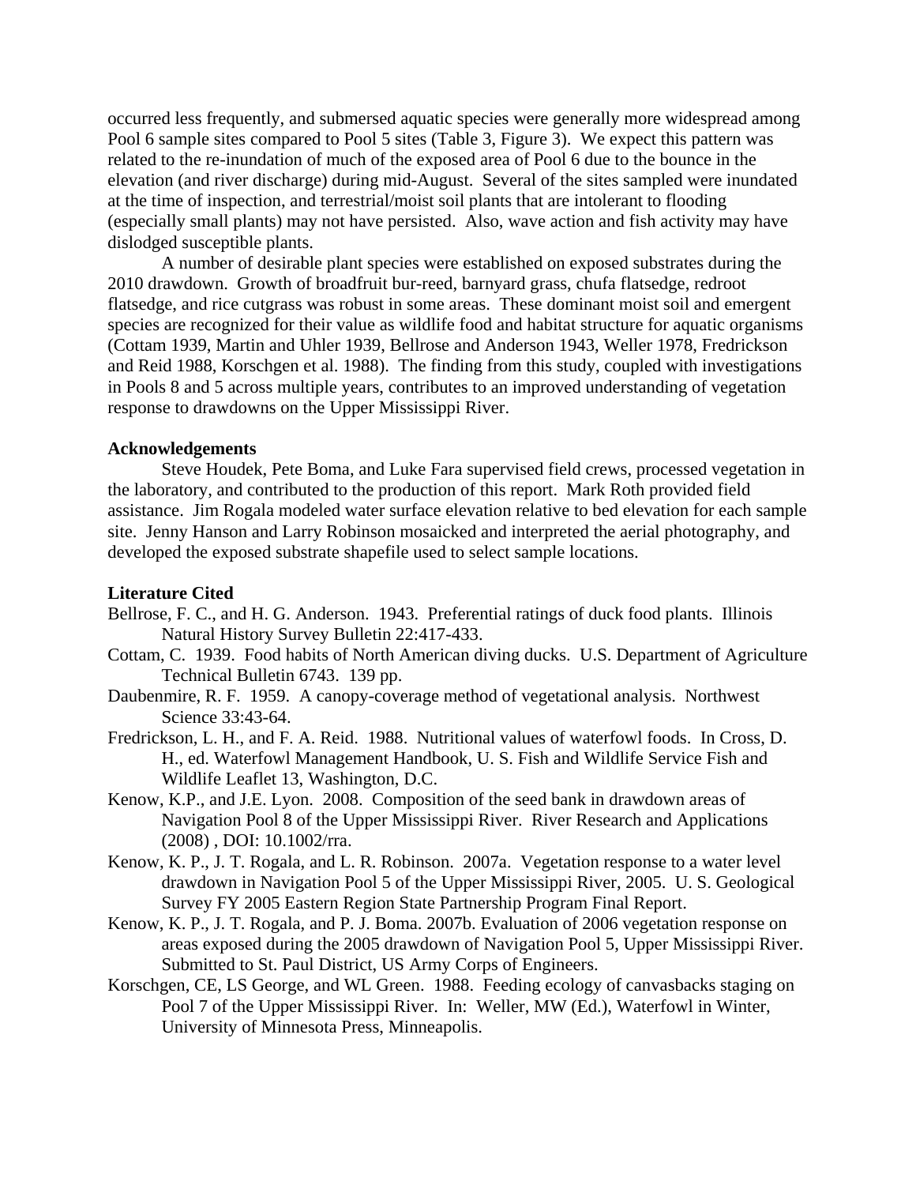occurred less frequently, and submersed aquatic species were generally more widespread among Pool 6 sample sites compared to Pool 5 sites (Table 3, Figure 3). We expect this pattern was related to the re-inundation of much of the exposed area of Pool 6 due to the bounce in the elevation (and river discharge) during mid-August. Several of the sites sampled were inundated at the time of inspection, and terrestrial/moist soil plants that are intolerant to flooding (especially small plants) may not have persisted. Also, wave action and fish activity may have dislodged susceptible plants.

A number of desirable plant species were established on exposed substrates during the 2010 drawdown. Growth of broadfruit bur-reed, barnyard grass, chufa flatsedge, redroot flatsedge, and rice cutgrass was robust in some areas. These dominant moist soil and emergent species are recognized for their value as wildlife food and habitat structure for aquatic organisms (Cottam 1939, Martin and Uhler 1939, Bellrose and Anderson 1943, Weller 1978, Fredrickson and Reid 1988, Korschgen et al. 1988). The finding from this study, coupled with investigations in Pools 8 and 5 across multiple years, contributes to an improved understanding of vegetation response to drawdowns on the Upper Mississippi River.

**Acknowledgements**

Steve Houdek, Pete Boma, and Luke Fara supervised field crews, processed vegetation in the laboratory, and contributed to the production of this report. Mark Roth provided field assistance. Jim Rogala modeled water surface elevation relative to bed elevation for each sample site. Jenny Hanson and Larry Robinson mosaicked and interpreted the aerial photography, and developed the exposed substrate shapefile used to select sample locations.

**Literature Cited**

Bellrose, F. C., and H. G. Anderson. 1943. Preferential ratings of duck food plants. Illinois Natural History Survey Bulletin 22:417-433.

Cottam, C. 1939. Food habits of North American diving ducks. U.S. Department of Agriculture Technical Bulletin 6743. 139 pp.

Daubenmire, R. F. 1959. A canopy-coverage method of vegetational analysis. Northwest Science 33:43-64.

Fredrickson, L. H., and F. A. Reid. 1988. Nutritional values of waterfowl foods. In Cross, D. H., ed. Waterfowl Management Handbook, U. S. Fish and Wildlife Service Fish and Wildlife Leaflet 13, Washington, D.C.

Kenow, K.P., and J.E. Lyon. 2008. Composition of the seed bank in drawdown areas of Navigation Pool 8 of the Upper Mississippi River. River Research and Applications (2008) , DOI: 10.1002/rra.

Kenow, K. P., J. T. Rogala, and L. R. Robinson. 2007a. Vegetation response to a water level drawdown in Navigation Pool 5 of the Upper Mississippi River, 2005. U. S. Geological Survey FY 2005 Eastern Region State Partnership Program Final Report.

Kenow, K. P., J. T. Rogala, and P. J. Boma. 2007b. Evaluation of 2006 vegetation response on areas exposed during the 2005 drawdown of Navigation Pool 5, Upper Mississippi River. Submitted to St. Paul District, US Army Corps of Engineers.

Korschgen, CE, LS George, and WL Green. 1988. Feeding ecology of canvasbacks staging on Pool 7 of the Upper Mississippi River. In: Weller, MW (Ed.), Waterfowl in Winter, University of Minnesota Press, Minneapolis.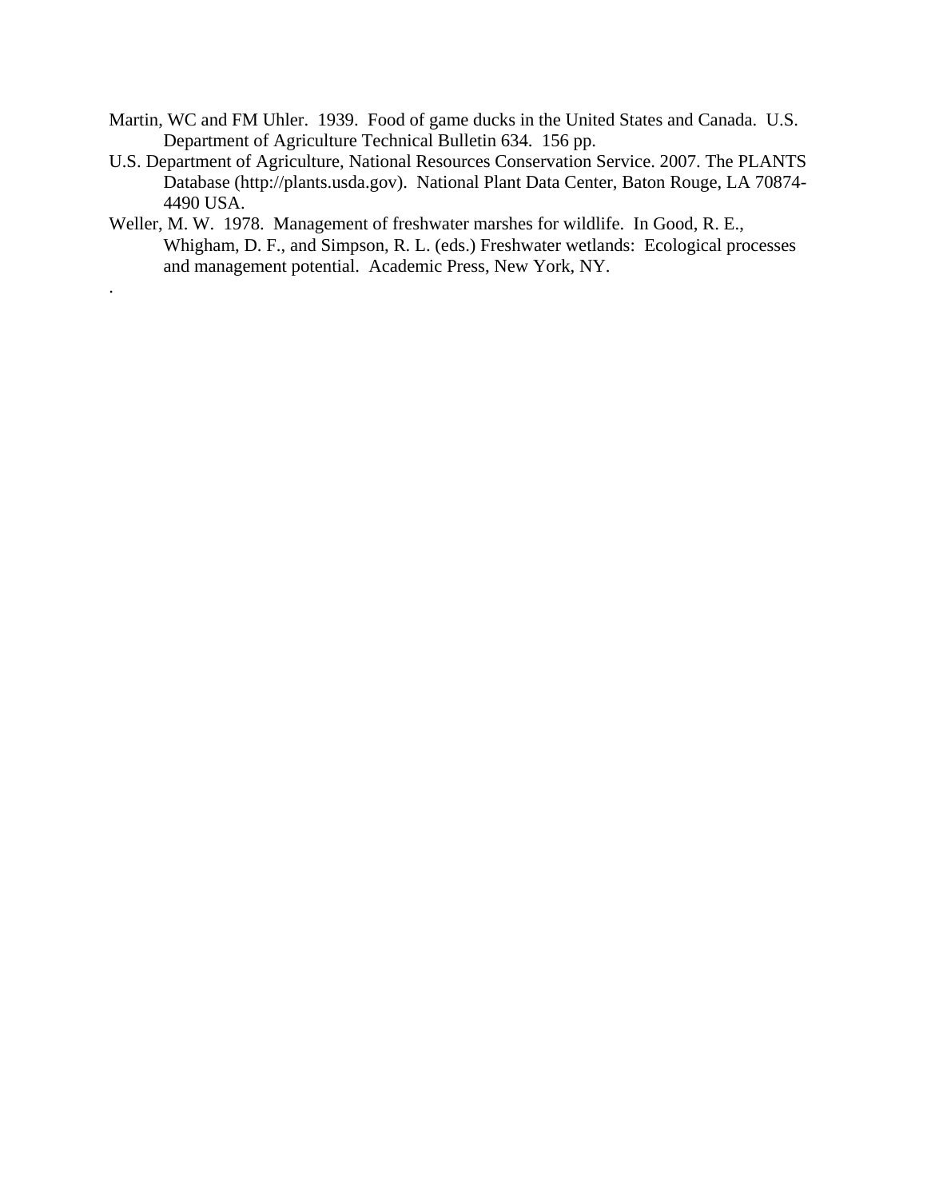Martin, WC and FM Uhler. 1939. Food of game ducks in the United States and Canada. U.S. Department of Agriculture Technical Bulletin 634. 156 pp.

U.S. Department of Agriculture, National Resources Conservation Service. 2007. The PLANTS Database (http://plants.usda.gov). National Plant Data Center, Baton Rouge, LA 70874-4490 USA.

Weller, M. W. 1978. Management of freshwater marshes for wildlife. In Good, R. E., Whigham, D. F., and Simpson, R. L. (eds.) Freshwater wetlands: Ecological processes and management potential. Academic Press, New York, NY.

.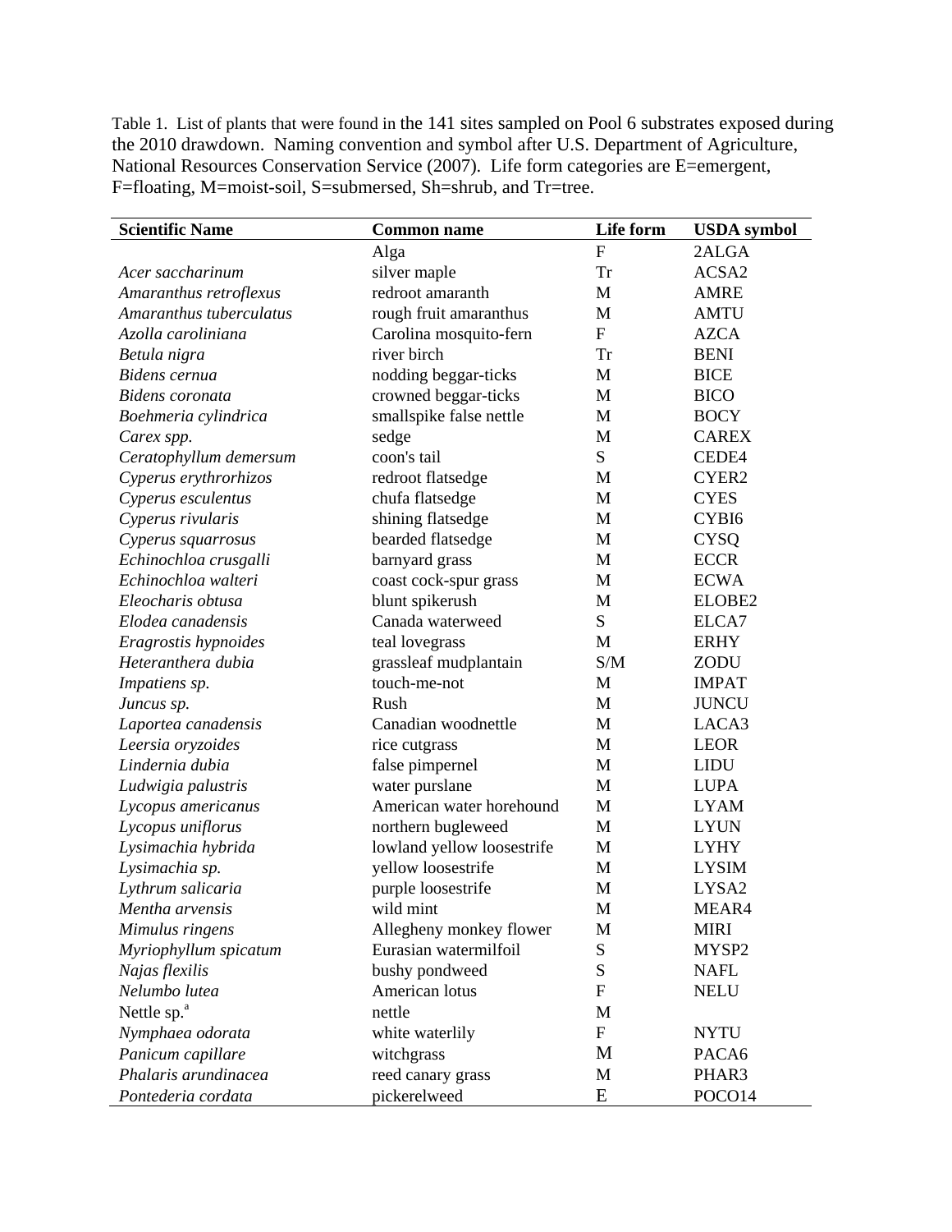Table 1. List of plants that were found in the 141 sites sampled on Pool 6 substrates exposed during the 2010 drawdown. Naming convention and symbol after U.S. Department of Agriculture, National Resources Conservation Service (2007). Life form categories are E=emergent, F=floating, M=moist-soil, S=submersed, Sh=shrub, and Tr=tree.

| Scientific Name | Common name | Life form | USDA symbol |
|---|---|---|---|
| | Alga | F | 2ALGA |
| *Acer saccharinum* | silver maple | Tr | ACSA2 |
| *Amaranthus retroflexus* | redroot amaranth | M | AMRE |
| *Amaranthus tuberculatus* | rough fruit amaranthus | M | AMTU |
| *Azolla caroliniana* | Carolina mosquito-fern | F | AZCA |
| *Betula nigra* | river birch | Tr | BENI |
| *Bidens cernua* | nodding beggar-ticks | M | BICE |
| *Bidens coronata* | crowned beggar-ticks | M | BICO |
| *Boehmeria cylindrica* | smallspike false nettle | M | BOCY |
| *Carex spp.* | sedge | M | CAREX |
| *Ceratophyllum demersum* | coon's tail | S | CEDE4 |
| *Cyperus erythrorhizos* | redroot flatsedge | M | CYER2 |
| *Cyperus esculentus* | chufa flatsedge | M | CYES |
| *Cyperus rivularis* | shining flatsedge | M | CYBI6 |
| *Cyperus squarrosus* | bearded flatsedge | M | CYSQ |
| *Echinochloa crusgalli* | barnyard grass | M | ECCR |
| *Echinochloa walteri* | coast cock-spur grass | M | ECWA |
| *Eleocharis obtusa* | blunt spikerush | M | ELOBE2 |
| *Elodea canadensis* | Canada waterweed | S | ELCA7 |
| *Eragrostis hypnoides* | teal lovegrass | M | ERHY |
| *Heteranthera dubia* | grassleaf mudplantain | S/M | ZODU |
| *Impatiens sp.* | touch-me-not | M | IMPAT |
| *Juncus sp.* | Rush | M | JUNCU |
| *Laportea canadensis* | Canadian woodnettle | M | LACA3 |
| *Leersia oryzoides* | rice cutgrass | M | LEOR |
| *Lindernia dubia* | false pimpernel | M | LIDU |
| *Ludwigia palustris* | water purslane | M | LUPA |
| *Lycopus americanus* | American water horehound | M | LYAM |
| *Lycopus uniflorus* | northern bugleweed | M | LYUN |
| *Lysimachia hybrida* | lowland yellow loosestrife | M | LYHY |
| *Lysimachia sp.* | yellow loosestrife | M | LYSIM |
| *Lythrum salicaria* | purple loosestrife | M | LYSA2 |
| *Mentha arvensis* | wild mint | M | MEAR4 |
| *Mimulus ringens* | Allegheny monkey flower | M | MIRI |
| *Myriophyllum spicatum* | Eurasian watermilfoil | S | MYSP2 |
| *Najas flexilis* | bushy pondweed | S | NAFL |
| *Nelumbo lutea* | American lotus | F | NELU |
| Nettle sp.[a] | nettle | M | |
| *Nymphaea odorata* | white waterlily | F | NYTU |
| *Panicum capillare* | witchgrass | M | PACA6 |
| *Phalaris arundinacea* | reed canary grass | M | PHAR3 |
| *Pontederia cordata* | pickerelweed | E | POCO14 |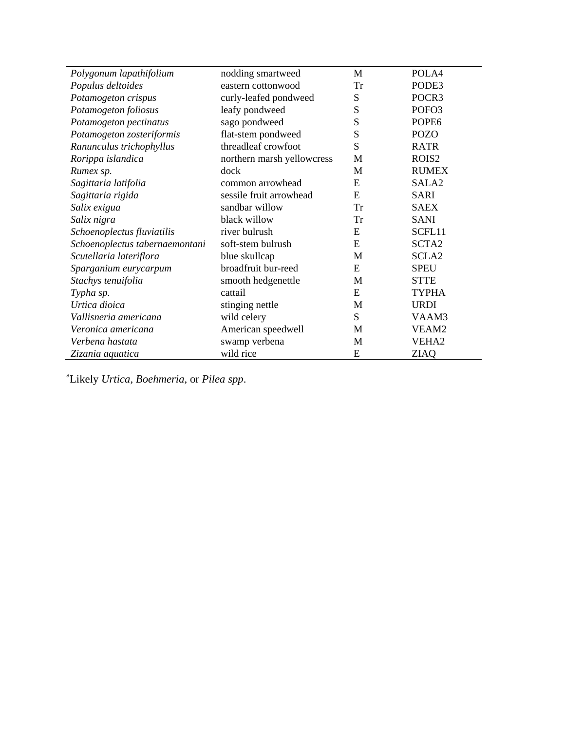| | | | |
|---|---|---|---|
| *Polygonum lapathifolium* | nodding smartweed | M | POLA4 |
| *Populus deltoides* | eastern cottonwood | Tr | PODE3 |
| *Potamogeton crispus* | curly-leafed pondweed | S | POCR3 |
| *Potamogeton foliosus* | leafy pondweed | S | POFO3 |
| *Potamogeton pectinatus* | sago pondweed | S | POPE6 |
| *Potamogeton zosteriformis* | flat-stem pondweed | S | POZO |
| *Ranunculus trichophyllus* | threadleaf crowfoot | S | RATR |
| *Rorippa islandica* | northern marsh yellowcress | M | ROIS2 |
| *Rumex sp.* | dock | M | RUMEX |
| *Sagittaria latifolia* | common arrowhead | E | SALA2 |
| *Sagittaria rigida* | sessile fruit arrowhead | E | SARI |
| *Salix exigua* | sandbar willow | Tr | SAEX |
| *Salix nigra* | black willow | Tr | SANI |
| *Schoenoplectus fluviatilis* | river bulrush | E | SCFL11 |
| *Schoenoplectus tabernaemontani* | soft-stem bulrush | E | SCTA2 |
| *Scutellaria lateriflora* | blue skullcap | M | SCLA2 |
| *Sparganium eurycarpum* | broadfruit bur-reed | E | SPEU |
| *Stachys tenuifolia* | smooth hedgenettle | M | STTE |
| *Typha sp.* | cattail | E | TYPHA |
| *Urtica dioica* | stinging nettle | M | URDI |
| *Vallisneria americana* | wild celery | S | VAAM3 |
| *Veronica americana* | American speedwell | M | VEAM2 |
| *Verbena hastata* | swamp verbena | M | VEHA2 |
| *Zizania aquatica* | wild rice | E | ZIAQ |

[a]Likely *Urtica, Boehmeria*, or *Pilea spp*.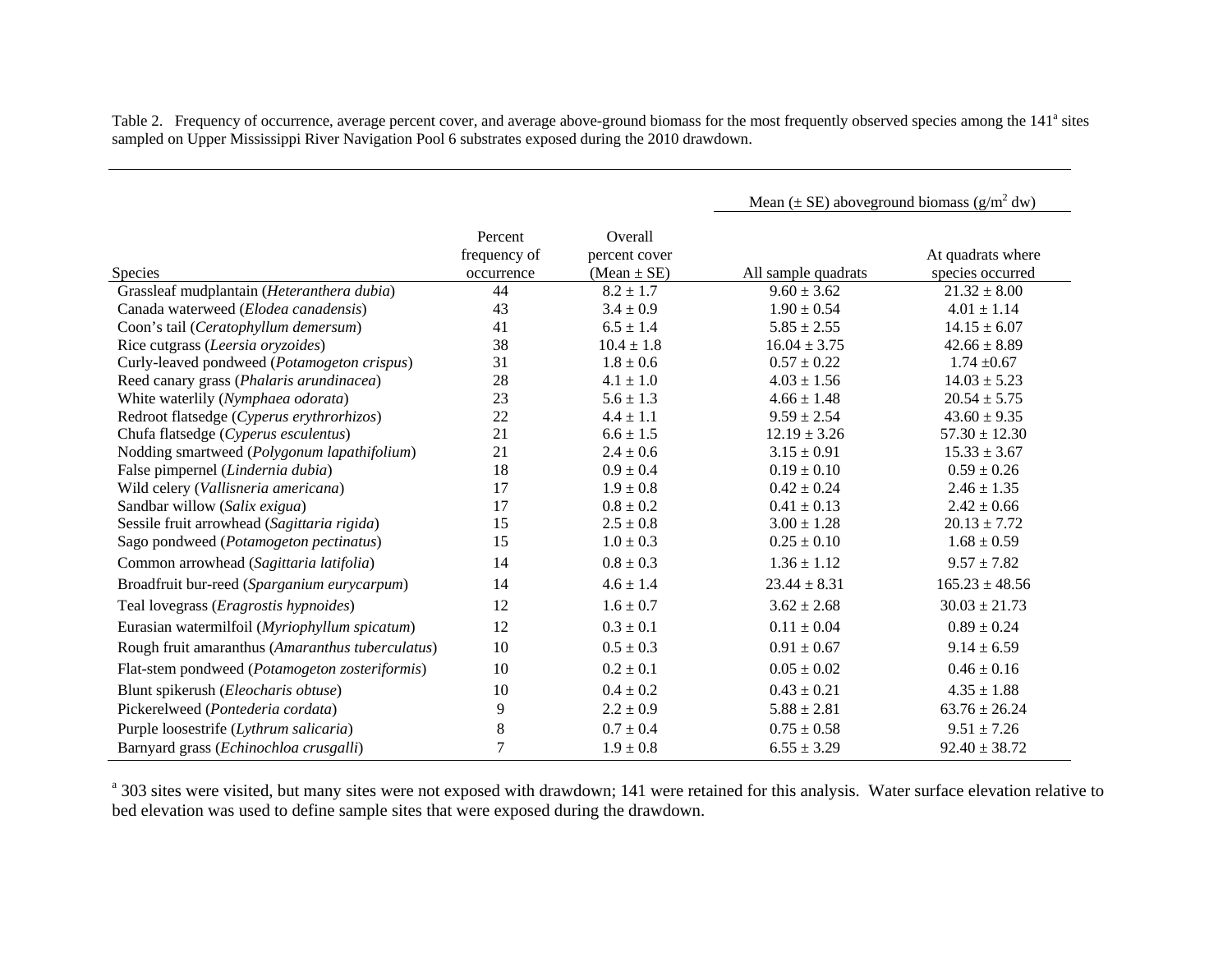Table 2. Frequency of occurrence, average percent cover, and average above-ground biomass for the most frequently observed species among the 141[a] sites sampled on Upper Mississippi River Navigation Pool 6 substrates exposed during the 2010 drawdown.

| Species | Percent frequency of occurrence | Overall percent cover (Mean ± SE) | Mean (± SE) aboveground biomass ($g/m^2$ dw) | |
|---|---|---|---|---|
| | | | All sample quadrats | At quadrats where species occurred |
| Grassleaf mudplantain (*Heteranthera dubia*) | 44 | 8.2 ± 1.7 | 9.60 ± 3.62 | 21.32 ± 8.00 |
| Canada waterweed (*Elodea canadensis*) | 43 | 3.4 ± 0.9 | 1.90 ± 0.54 | 4.01 ± 1.14 |
| Coon's tail (*Ceratophyllum demersum*) | 41 | 6.5 ± 1.4 | 5.85 ± 2.55 | 14.15 ± 6.07 |
| Rice cutgrass (*Leersia oryzoides*) | 38 | 10.4 ± 1.8 | 16.04 ± 3.75 | 42.66 ± 8.89 |
| Curly-leaved pondweed (*Potamogeton crispus*) | 31 | 1.8 ± 0.6 | 0.57 ± 0.22 | 1.74 ±0.67 |
| Reed canary grass (*Phalaris arundinacea*) | 28 | 4.1 ± 1.0 | 4.03 ± 1.56 | 14.03 ± 5.23 |
| White waterlily (*Nymphaea odorata*) | 23 | 5.6 ± 1.3 | 4.66 ± 1.48 | 20.54 ± 5.75 |
| Redroot flatsedge (*Cyperus erythrorhizos*) | 22 | 4.4 ± 1.1 | 9.59 ± 2.54 | 43.60 ± 9.35 |
| Chufa flatsedge (*Cyperus esculentus*) | 21 | 6.6 ± 1.5 | 12.19 ± 3.26 | 57.30 ± 12.30 |
| Nodding smartweed (*Polygonum lapathifolium*) | 21 | 2.4 ± 0.6 | 3.15 ± 0.91 | 15.33 ± 3.67 |
| False pimpernel (*Lindernia dubia*) | 18 | 0.9 ± 0.4 | 0.19 ± 0.10 | 0.59 ± 0.26 |
| Wild celery (*Vallisneria americana*) | 17 | 1.9 ± 0.8 | 0.42 ± 0.24 | 2.46 ± 1.35 |
| Sandbar willow (*Salix exigua*) | 17 | 0.8 ± 0.2 | 0.41 ± 0.13 | 2.42 ± 0.66 |
| Sessile fruit arrowhead (*Sagittaria rigida*) | 15 | 2.5 ± 0.8 | 3.00 ± 1.28 | 20.13 ± 7.72 |
| Sago pondweed (*Potamogeton pectinatus*) | 15 | 1.0 ± 0.3 | 0.25 ± 0.10 | 1.68 ± 0.59 |
| Common arrowhead (*Sagittaria latifolia*) | 14 | 0.8 ± 0.3 | 1.36 ± 1.12 | 9.57 ± 7.82 |
| Broadfruit bur-reed (*Sparganium eurycarpum*) | 14 | 4.6 ± 1.4 | 23.44 ± 8.31 | 165.23 ± 48.56 |
| Teal lovegrass (*Eragrostis hypnoides*) | 12 | 1.6 ± 0.7 | 3.62 ± 2.68 | 30.03 ± 21.73 |
| Eurasian watermilfoil (*Myriophyllum spicatum*) | 12 | 0.3 ± 0.1 | 0.11 ± 0.04 | 0.89 ± 0.24 |
| Rough fruit amaranthus (*Amaranthus tuberculatus*) | 10 | 0.5 ± 0.3 | 0.91 ± 0.67 | 9.14 ± 6.59 |
| Flat-stem pondweed (*Potamogeton zosteriformis*) | 10 | 0.2 ± 0.1 | 0.05 ± 0.02 | 0.46 ± 0.16 |
| Blunt spikerush (*Eleocharis obtuse*) | 10 | 0.4 ± 0.2 | 0.43 ± 0.21 | 4.35 ± 1.88 |
| Pickerelweed (*Pontederia cordata*) | 9 | 2.2 ± 0.9 | 5.88 ± 2.81 | 63.76 ± 26.24 |
| Purple loosestrife (*Lythrum salicaria*) | 8 | 0.7 ± 0.4 | 0.75 ± 0.58 | 9.51 ± 7.26 |
| Barnyard grass (*Echinochloa crusgalli*) | 7 | 1.9 ± 0.8 | 6.55 ± 3.29 | 92.40 ± 38.72 |

[a] 303 sites were visited, but many sites were not exposed with drawdown; 141 were retained for this analysis. Water surface elevation relative to bed elevation was used to define sample sites that were exposed during the drawdown.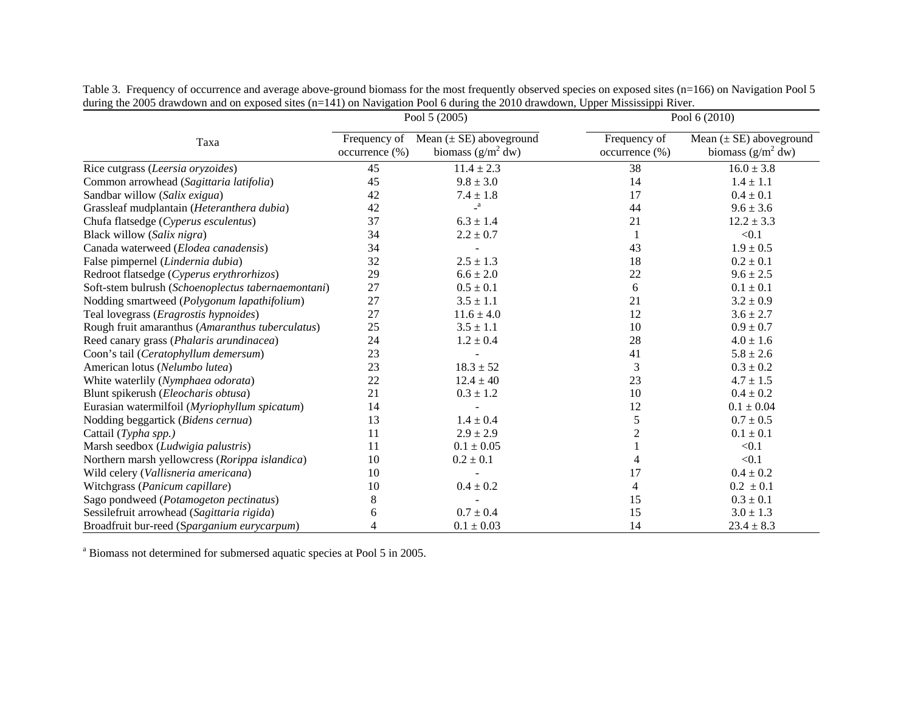Table 3. Frequency of occurrence and average above-ground biomass for the most frequently observed species on exposed sites (n=166) on Navigation Pool 5 during the 2005 drawdown and on exposed sites (n=141) on Navigation Pool 6 during the 2010 drawdown, Upper Mississippi River.

| Taxa | Pool 5 (2005) | | Pool 6 (2010) | |
|---|---|---|---|---|
| | Frequency of occurrence (%) | Mean (± SE) aboveground biomass ($g/m^2$ dw) | Frequency of occurrence (%) | Mean (± SE) aboveground biomass ($g/m^2$ dw) |
| Rice cutgrass (*Leersia oryzoides*) | 45 | 11.4 ± 2.3 | 38 | 16.0 ± 3.8 |
| Common arrowhead (*Sagittaria latifolia*) | 45 | 9.8 ± 3.0 | 14 | 1.4 ± 1.1 |
| Sandbar willow (*Salix exigua*) | 42 | 7.4 ± 1.8 | 17 | 0.4 ± 0.1 |
| Grassleaf mudplantain (*Heteranthera dubia*) | 42 | -[a] | 44 | 9.6 ± 3.6 |
| Chufa flatsedge (*Cyperus esculentus*) | 37 | 6.3 ± 1.4 | 21 | 12.2 ± 3.3 |
| Black willow (*Salix nigra*) | 34 | 2.2 ± 0.7 | 1 | <0.1 |
| Canada waterweed (*Elodea canadensis*) | 34 | - | 43 | 1.9 ± 0.5 |
| False pimpernel (*Lindernia dubia*) | 32 | 2.5 ± 1.3 | 18 | 0.2 ± 0.1 |
| Redroot flatsedge (*Cyperus erythrorhizos*) | 29 | 6.6 ± 2.0 | 22 | 9.6 ± 2.5 |
| Soft-stem bulrush (*Schoenoplectus tabernaemontani*) | 27 | 0.5 ± 0.1 | 6 | 0.1 ± 0.1 |
| Nodding smartweed (*Polygonum lapathifolium*) | 27 | 3.5 ± 1.1 | 21 | 3.2 ± 0.9 |
| Teal lovegrass (*Eragrostis hypnoides*) | 27 | 11.6 ± 4.0 | 12 | 3.6 ± 2.7 |
| Rough fruit amaranthus (*Amaranthus tuberculatus*) | 25 | 3.5 ± 1.1 | 10 | 0.9 ± 0.7 |
| Reed canary grass (*Phalaris arundinacea*) | 24 | 1.2 ± 0.4 | 28 | 4.0 ± 1.6 |
| Coon's tail (*Ceratophyllum demersum*) | 23 | - | 41 | 5.8 ± 2.6 |
| American lotus (*Nelumbo lutea*) | 23 | 18.3 ± 52 | 3 | 0.3 ± 0.2 |
| White waterlily (*Nymphaea odorata*) | 22 | 12.4 ± 40 | 23 | 4.7 ± 1.5 |
| Blunt spikerush (*Eleocharis obtusa*) | 21 | 0.3 ± 1.2 | 10 | 0.4 ± 0.2 |
| Eurasian watermilfoil (*Myriophyllum spicatum*) | 14 | - | 12 | 0.1 ± 0.04 |
| Nodding beggartick (*Bidens cernua*) | 13 | 1.4 ± 0.4 | 5 | 0.7 ± 0.5 |
| Cattail (*Typha spp.)* | 11 | 2.9 ± 2.9 | 2 | 0.1 ± 0.1 |
| Marsh seedbox (*Ludwigia palustris*) | 11 | 0.1 ± 0.05 | 1 | <0.1 |
| Northern marsh yellowcress (*Rorippa islandica*) | 10 | 0.2 ± 0.1 | 4 | <0.1 |
| Wild celery (*Vallisneria americana*) | 10 | - | 17 | 0.4 ± 0.2 |
| Witchgrass (*Panicum capillare*) | 10 | 0.4 ± 0.2 | 4 | 0.2 ± 0.1 |
| Sago pondweed (*Potamogeton pectinatus*) | 8 | - | 15 | 0.3 ± 0.1 |
| Sessilefruit arrowhead (*Sagittaria rigida*) | 6 | 0.7 ± 0.4 | 15 | 3.0 ± 1.3 |
| Broadfruit bur-reed (*Sparganium eurycarpum*) | 4 | 0.1 ± 0.03 | 14 | 23.4 ± 8.3 |

[a] Biomass not determined for submersed aquatic species at Pool 5 in 2005.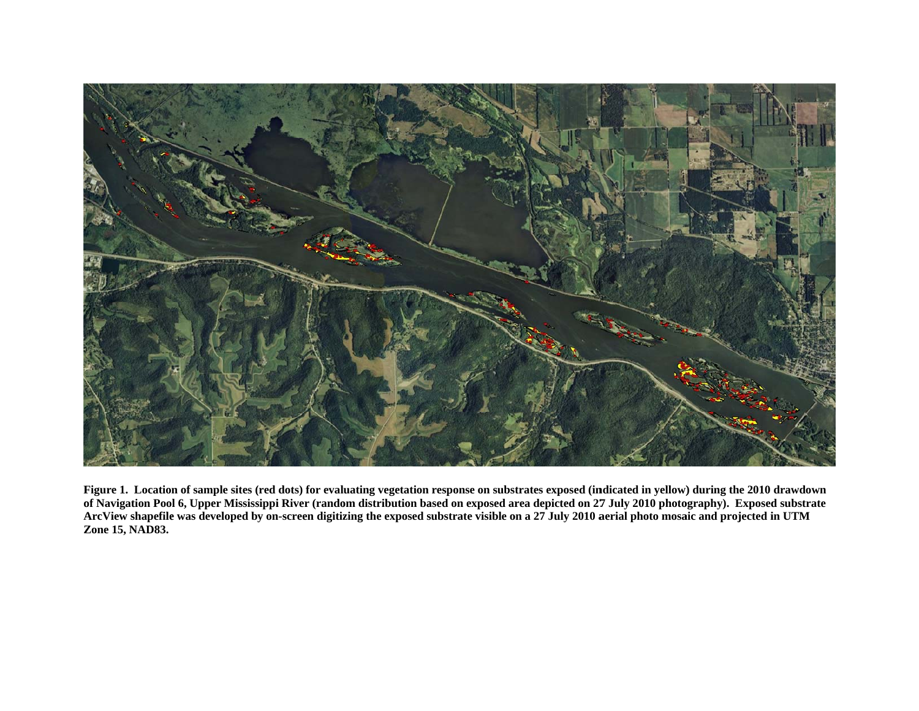**Figure 1. Location of sample sites (red dots) for evaluating vegetation response on substrates exposed (indicated in yellow) during the 2010 drawdown of Navigation Pool 6, Upper Mississippi River (random distribution based on exposed area depicted on 27 July 2010 photography). Exposed substrate ArcView shapefile was developed by on-screen digitizing the exposed substrate visible on a 27 July 2010 aerial photo mosaic and projected in UTM Zone 15, NAD83.**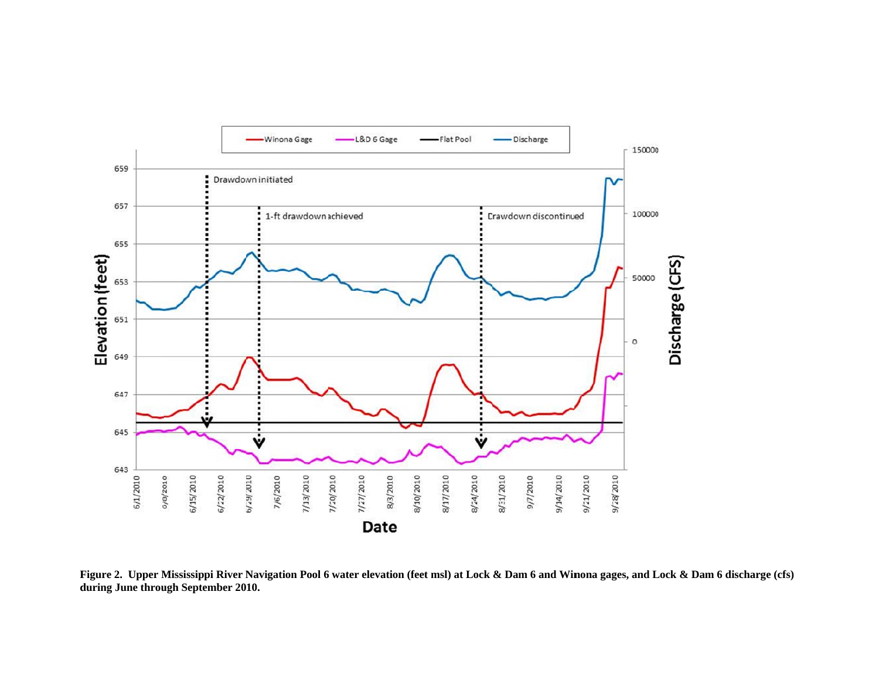**Figure 2. Upper Mississippi River Navigation Pool 6 water elevation (feet msl) at Lock & Dam 6 and Winona gages, and Lock & Dam 6 discharge (cfs) during June through September 2010.**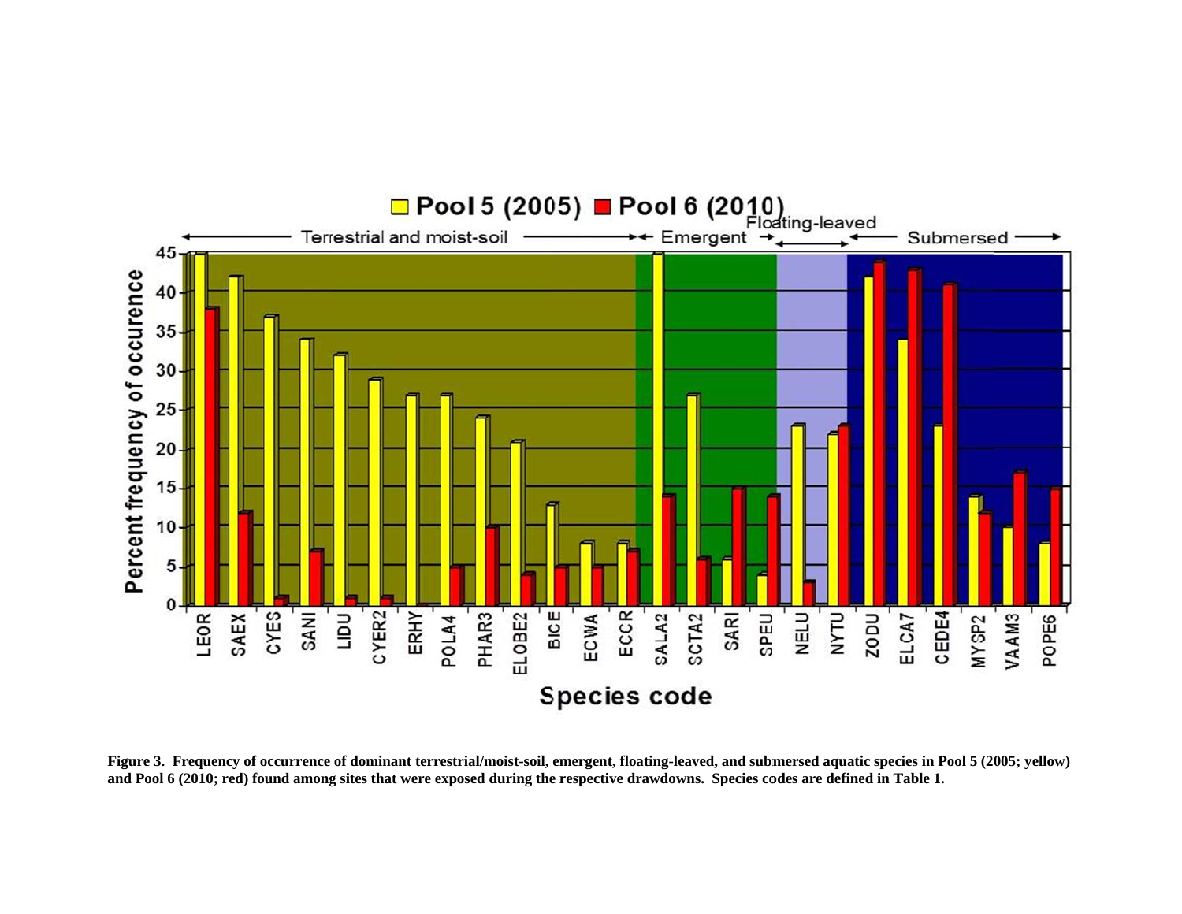Pool 5 (2005) Pool 6 (2010)

Terrestrial and moist-soil

Emergent

Floating-leaved

Submersed

Percent frequency of occurence

0
5
10
15
20
25
30
35
40
45

LEOR SAEX CYES SANI LIDU CYER2 ERHY POLA4 PHAR3 ELOBE2 BICE ECWA ECCR SALA2 SCTA2 SARI SPEU NELU NYTU ZODU ELCA7 CEDE4 MYSP2 VAAM3 POPE6

Species code

**Figure 3. Frequency of occurrence of dominant terrestrial/moist-soil, emergent, floating-leaved, and submersed aquatic species in Pool 5 (2005; yellow) and Pool 6 (2010; red) found among sites that were exposed during the respective drawdowns. Species codes are defined in Table 1.**